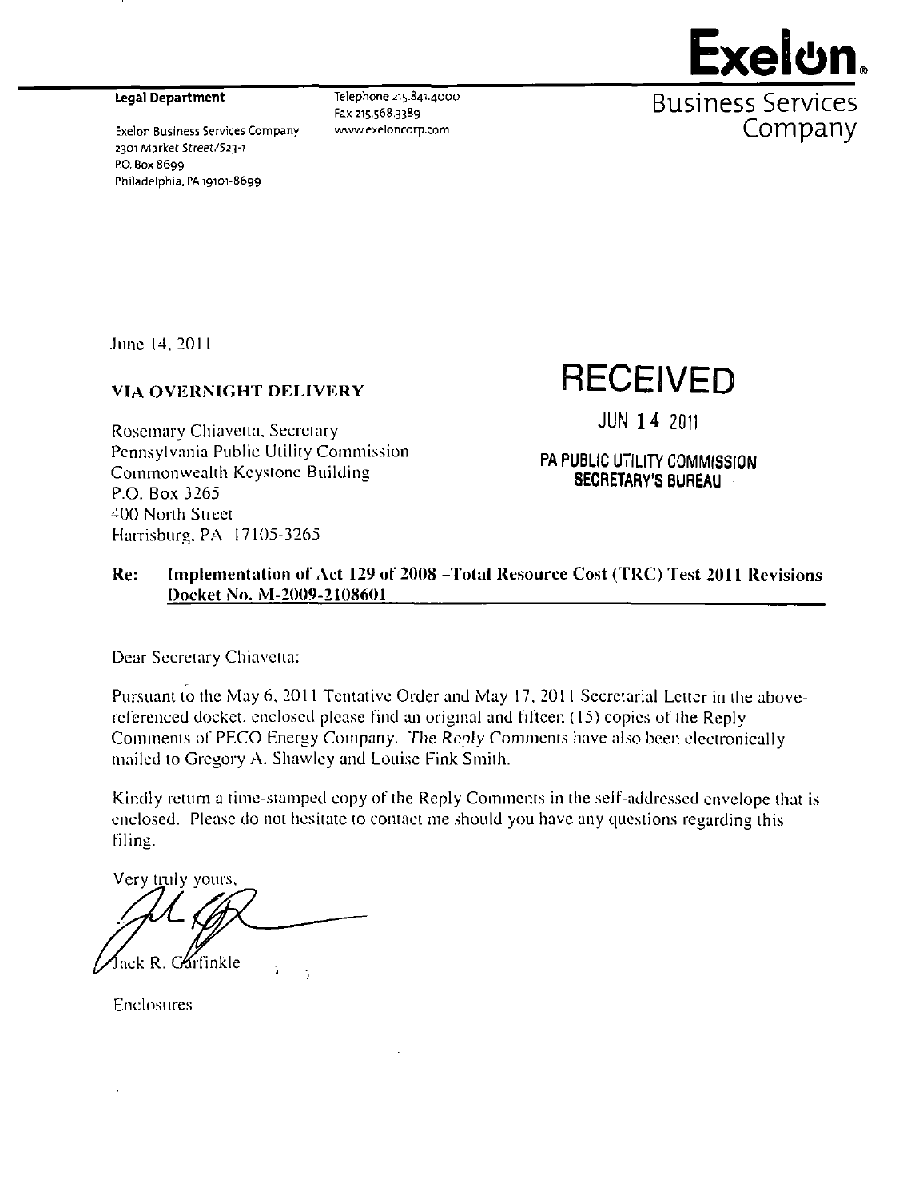**Exelon.**
Business Services Company

**Legal Department**

Exelon Business Services Company
2301 Market Street/S23-1
P.O. Box 8699
Philadelphia, PA 19101-8699

Telephone 215.841.4000
Fax 215.568.3389
www.exeloncorp.com

June 14, 2011

**VIA OVERNIGHT DELIVERY**

RECEIVED
JUN 14 2011
PA PUBLIC UTILITY COMMISSION
SECRETARY'S BUREAU

Rosemary Chiavetta, Secretary
Pennsylvania Public Utility Commission
Commonwealth Keystone Building
P.O. Box 3265
400 North Street
Harrisburg, PA 17105-3265

**Re: Implementation of Act 129 of 2008 –Total Resource Cost (TRC) Test 2011 Revisions Docket No. M-2009-2108601**

Dear Secretary Chiavetta:

Pursuant to the May 6, 2011 Tentative Order and May 17, 2011 Secretarial Letter in the above-referenced docket, enclosed please find an original and fifteen (15) copies of the Reply Comments of PECO Energy Company. The Reply Comments have also been electronically mailed to Gregory A. Shawley and Louise Fink Smith.

Kindly return a time-stamped copy of the Reply Comments in the self-addressed envelope that is enclosed. Please do not hesitate to contact me should you have any questions regarding this filing.

Very truly yours,

Jack R. Garfinkle

Enclosures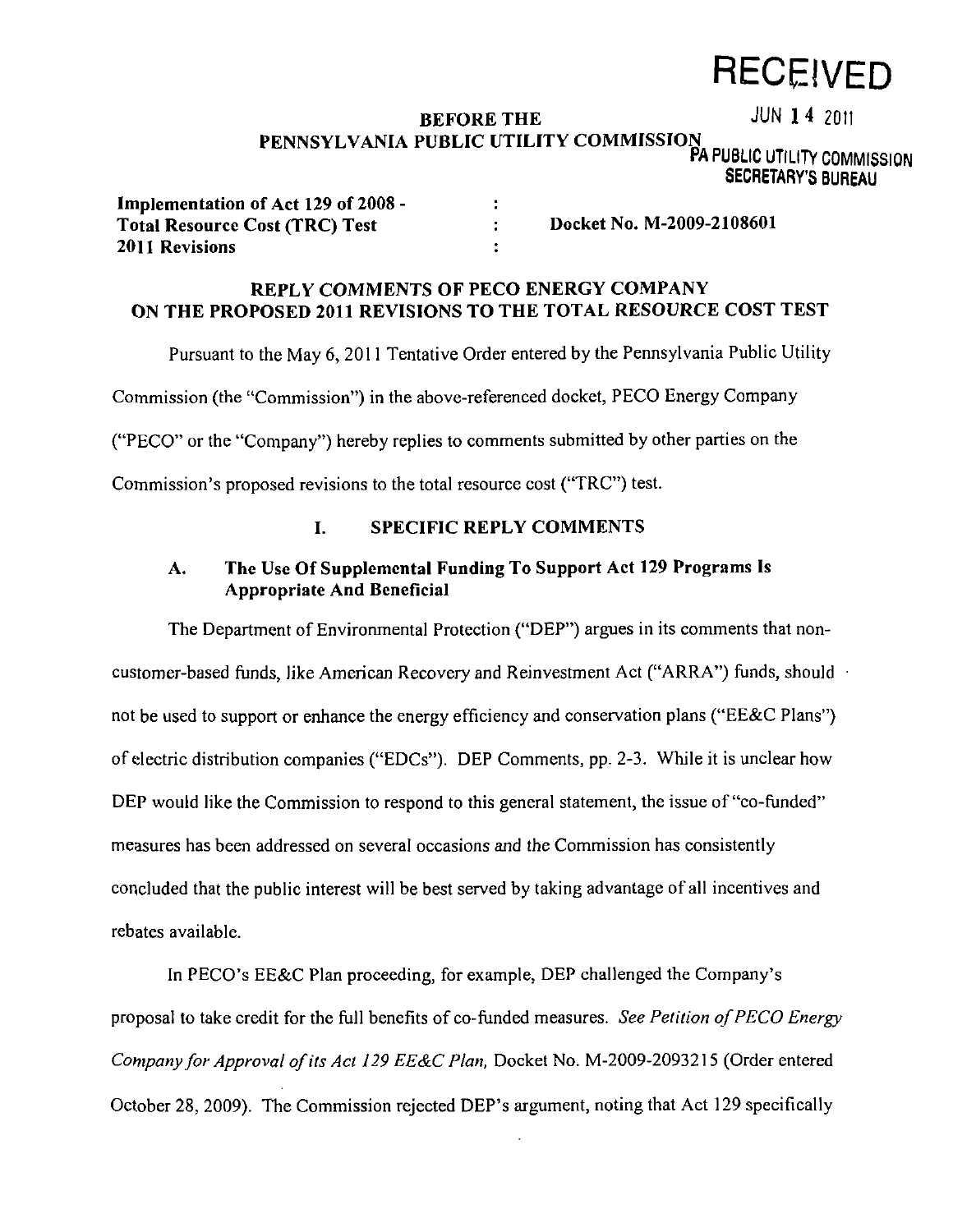RECEIVED

JUN 14 2011

PA PUBLIC UTILITY COMMISSION
SECRETARY'S BUREAU

**BEFORE THE**
**PENNSYLVANIA PUBLIC UTILITY COMMISSION**

| | | |
|---|---|---|
| **Implementation of Act 129 of 2008 -** | : | |
| **Total Resource Cost (TRC) Test** | : | **Docket No. M-2009-2108601** |
| **2011 Revisions** | : | |

## REPLY COMMENTS OF PECO ENERGY COMPANY ON THE PROPOSED 2011 REVISIONS TO THE TOTAL RESOURCE COST TEST

Pursuant to the May 6, 2011 Tentative Order entered by the Pennsylvania Public Utility Commission (the "Commission") in the above-referenced docket, PECO Energy Company ("PECO" or the "Company") hereby replies to comments submitted by other parties on the Commission's proposed revisions to the total resource cost ("TRC") test.

## I. SPECIFIC REPLY COMMENTS

### A. The Use Of Supplemental Funding To Support Act 129 Programs Is Appropriate And Beneficial

The Department of Environmental Protection ("DEP") argues in its comments that non-customer-based funds, like American Recovery and Reinvestment Act ("ARRA") funds, should not be used to support or enhance the energy efficiency and conservation plans ("EE&C Plans") of electric distribution companies ("EDCs"). DEP Comments, pp. 2-3. While it is unclear how DEP would like the Commission to respond to this general statement, the issue of "co-funded" measures has been addressed on several occasions and the Commission has consistently concluded that the public interest will be best served by taking advantage of all incentives and rebates available.

In PECO's EE&C Plan proceeding, for example, DEP challenged the Company's proposal to take credit for the full benefits of co-funded measures. *See Petition of PECO Energy Company for Approval of its Act 129 EE&C Plan,* Docket No. M-2009-2093215 (Order entered October 28, 2009). The Commission rejected DEP's argument, noting that Act 129 specifically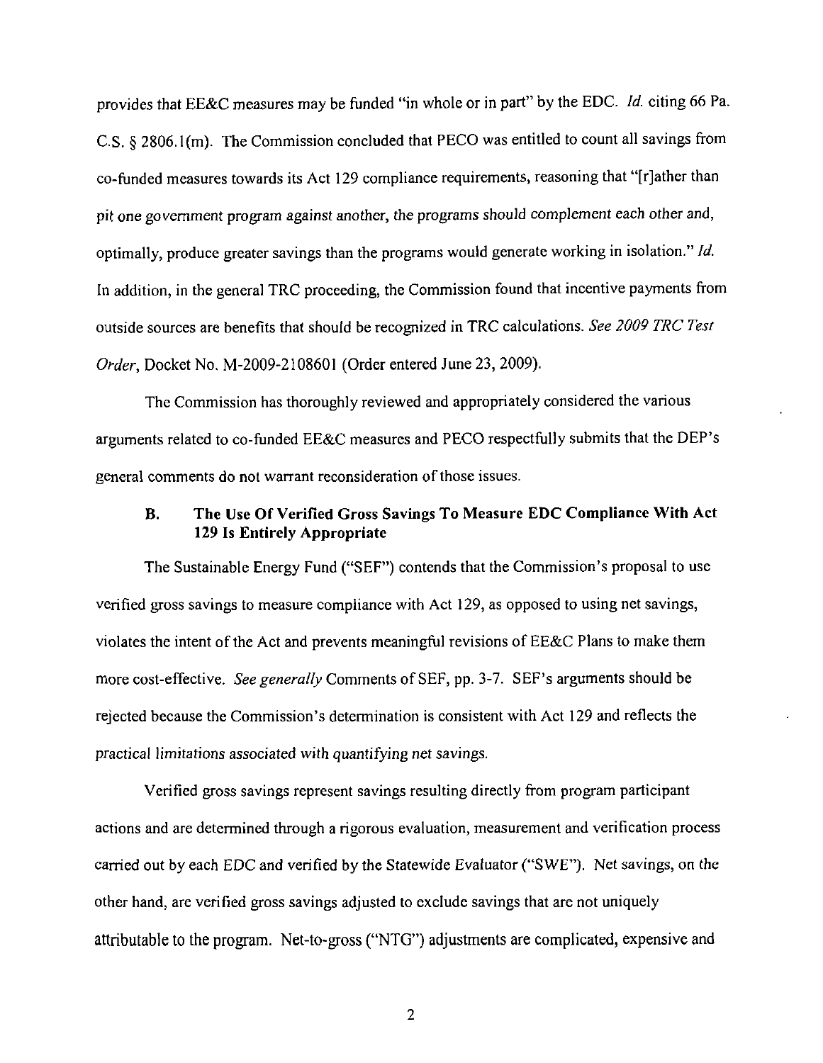provides that EE&C measures may be funded "in whole or in part" by the EDC. *Id.* citing 66 Pa. C.S. § 2806.1(m). The Commission concluded that PECO was entitled to count all savings from co-funded measures towards its Act 129 compliance requirements, reasoning that "[r]ather than pit one government program against another, the programs should complement each other and, optimally, produce greater savings than the programs would generate working in isolation." *Id.* In addition, in the general TRC proceeding, the Commission found that incentive payments from outside sources are benefits that should be recognized in TRC calculations. *See 2009 TRC Test Order*, Docket No. M-2009-2108601 (Order entered June 23, 2009).

The Commission has thoroughly reviewed and appropriately considered the various arguments related to co-funded EE&C measures and PECO respectfully submits that the DEP's general comments do not warrant reconsideration of those issues.

### B. The Use Of Verified Gross Savings To Measure EDC Compliance With Act 129 Is Entirely Appropriate

The Sustainable Energy Fund ("SEF") contends that the Commission's proposal to use verified gross savings to measure compliance with Act 129, as opposed to using net savings, violates the intent of the Act and prevents meaningful revisions of EE&C Plans to make them more cost-effective. *See generally* Comments of SEF, pp. 3-7. SEF's arguments should be rejected because the Commission's determination is consistent with Act 129 and reflects the practical limitations associated with quantifying net savings.

Verified gross savings represent savings resulting directly from program participant actions and are determined through a rigorous evaluation, measurement and verification process carried out by each EDC and verified by the Statewide Evaluator ("SWE"). Net savings, on the other hand, are verified gross savings adjusted to exclude savings that are not uniquely attributable to the program. Net-to-gross ("NTG") adjustments are complicated, expensive and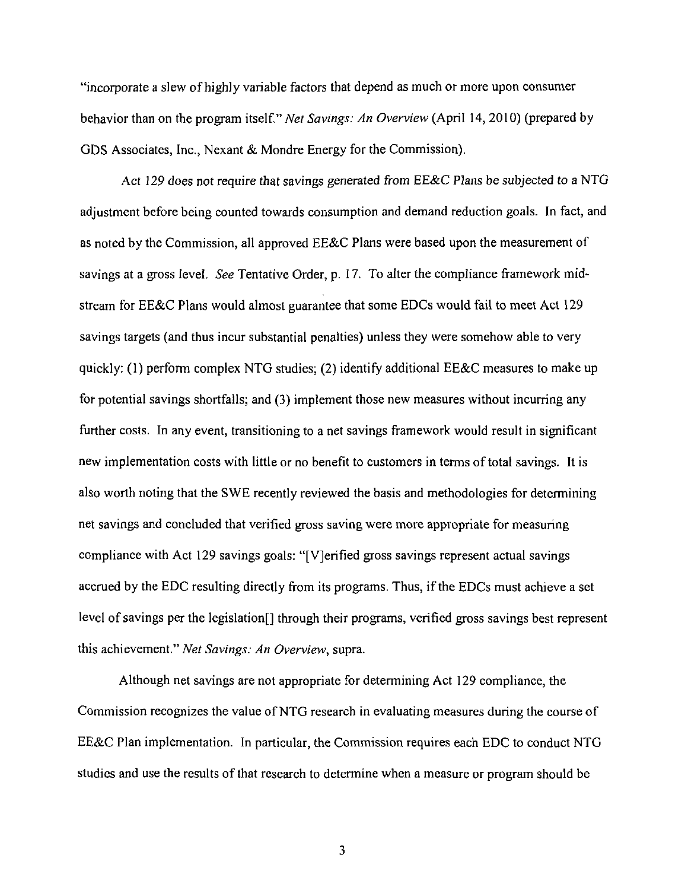"incorporate a slew of highly variable factors that depend as much or more upon consumer behavior than on the program itself." *Net Savings: An Overview* (April 14, 2010) (prepared by GDS Associates, Inc., Nexant & Mondre Energy for the Commission).

Act 129 does not require that savings generated from EE&C Plans be subjected to a NTG adjustment before being counted towards consumption and demand reduction goals. In fact, and as noted by the Commission, all approved EE&C Plans were based upon the measurement of savings at a gross level. *See* Tentative Order, p. 17. To alter the compliance framework mid-stream for EE&C Plans would almost guarantee that some EDCs would fail to meet Act 129 savings targets (and thus incur substantial penalties) unless they were somehow able to very quickly: (1) perform complex NTG studies; (2) identify additional EE&C measures to make up for potential savings shortfalls; and (3) implement those new measures without incurring any further costs. In any event, transitioning to a net savings framework would result in significant new implementation costs with little or no benefit to customers in terms of total savings. It is also worth noting that the SWE recently reviewed the basis and methodologies for determining net savings and concluded that verified gross saving were more appropriate for measuring compliance with Act 129 savings goals: "[V]erified gross savings represent actual savings accrued by the EDC resulting directly from its programs. Thus, if the EDCs must achieve a set level of savings per the legislation[] through their programs, verified gross savings best represent this achievement." *Net Savings: An Overview*, supra.

Although net savings are not appropriate for determining Act 129 compliance, the Commission recognizes the value of NTG research in evaluating measures during the course of EE&C Plan implementation. In particular, the Commission requires each EDC to conduct NTG studies and use the results of that research to determine when a measure or program should be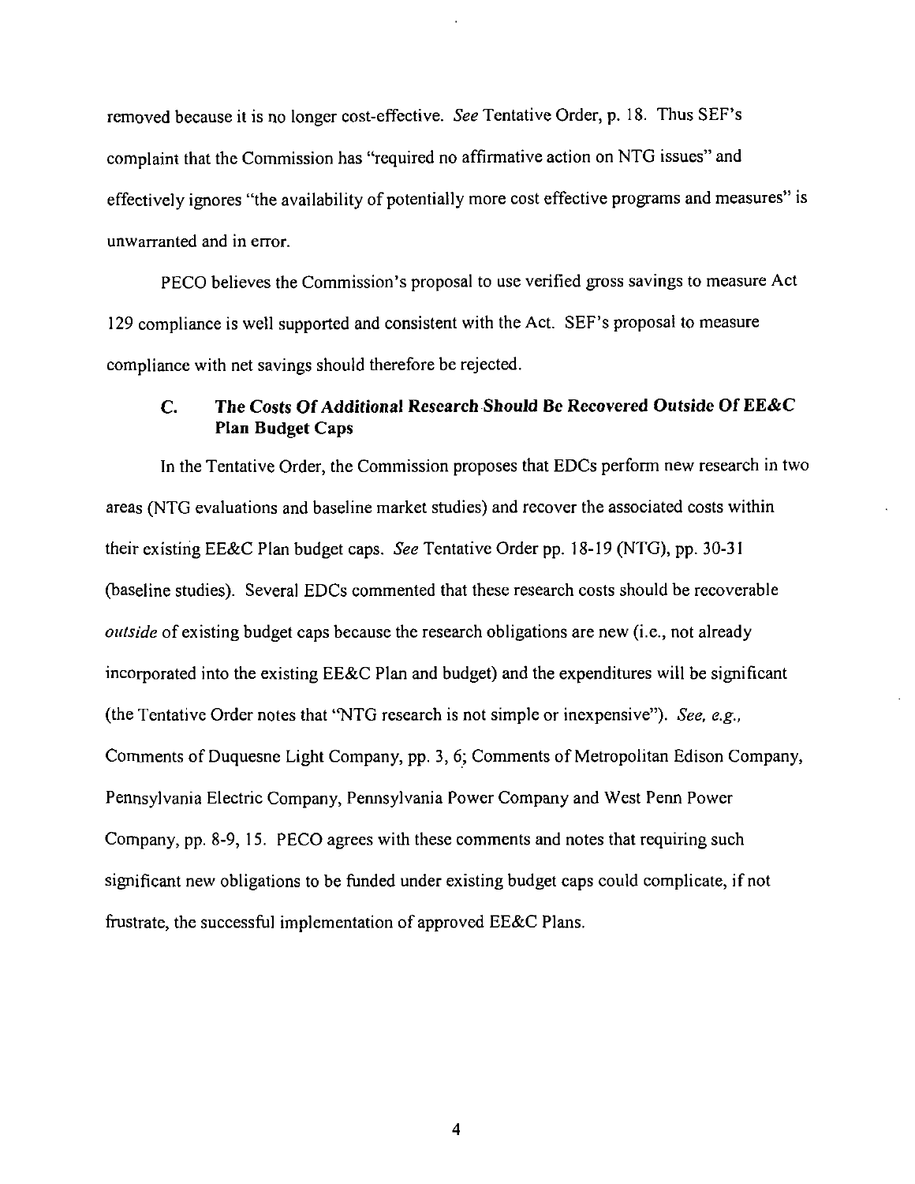removed because it is no longer cost-effective. *See* Tentative Order, p. 18. Thus SEF's complaint that the Commission has "required no affirmative action on NTG issues" and effectively ignores "the availability of potentially more cost effective programs and measures" is unwarranted and in error.

PECO believes the Commission's proposal to use verified gross savings to measure Act 129 compliance is well supported and consistent with the Act. SEF's proposal to measure compliance with net savings should therefore be rejected.

### C. The Costs Of Additional Research Should Be Recovered Outside Of EE&C Plan Budget Caps

In the Tentative Order, the Commission proposes that EDCs perform new research in two areas (NTG evaluations and baseline market studies) and recover the associated costs within their existing EE&C Plan budget caps. *See* Tentative Order pp. 18-19 (NTG), pp. 30-31 (baseline studies). Several EDCs commented that these research costs should be recoverable *outside* of existing budget caps because the research obligations are new (i.e., not already incorporated into the existing EE&C Plan and budget) and the expenditures will be significant (the Tentative Order notes that "NTG research is not simple or inexpensive"). *See, e.g.,* Comments of Duquesne Light Company, pp. 3, 6; Comments of Metropolitan Edison Company, Pennsylvania Electric Company, Pennsylvania Power Company and West Penn Power Company, pp. 8-9, 15. PECO agrees with these comments and notes that requiring such significant new obligations to be funded under existing budget caps could complicate, if not frustrate, the successful implementation of approved EE&C Plans.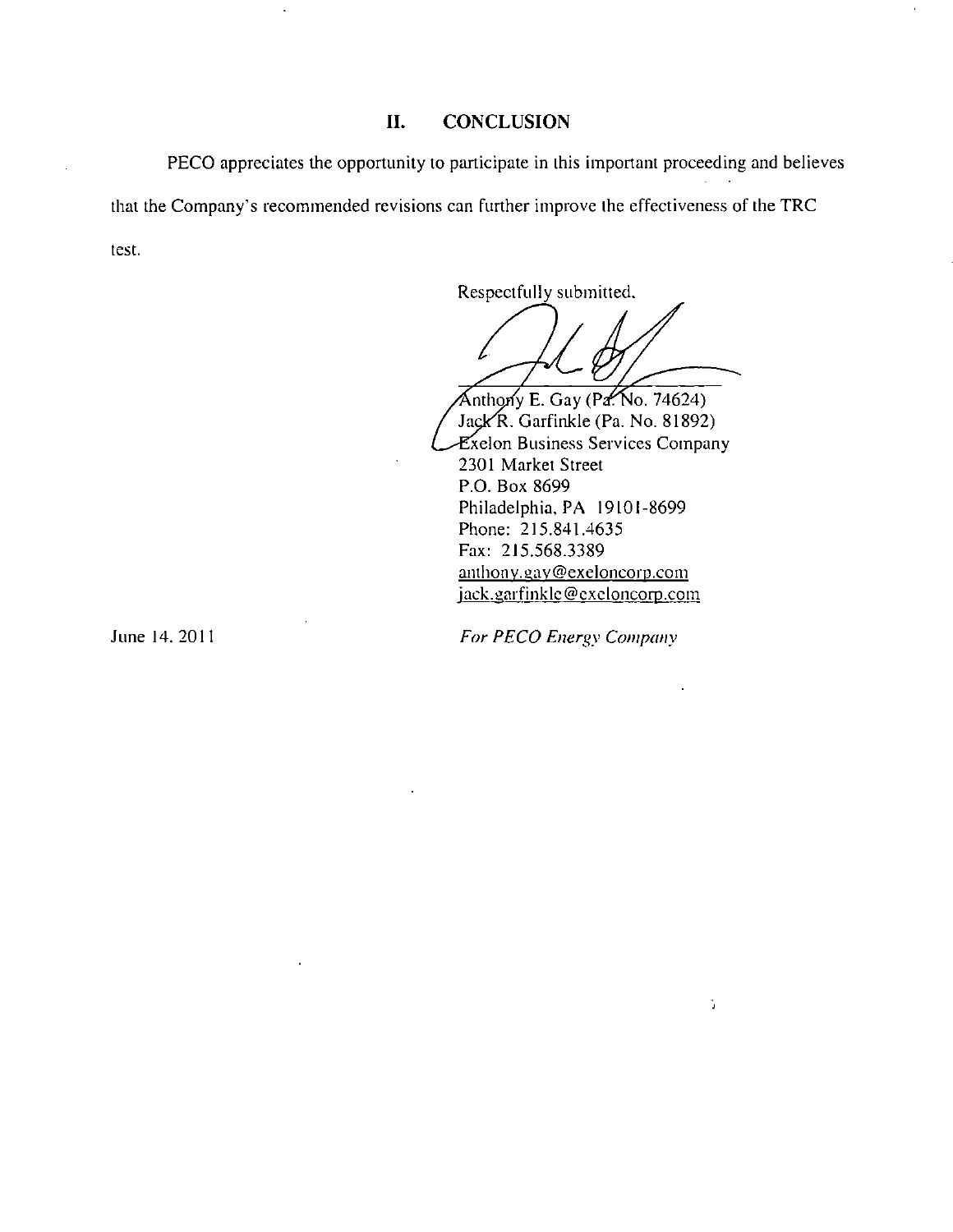## II. CONCLUSION

PECO appreciates the opportunity to participate in this important proceeding and believes that the Company's recommended revisions can further improve the effectiveness of the TRC test.

Respectfully submitted,

Anthony E. Gay (Pa. No. 74624)
Jack R. Garfinkle (Pa. No. 81892)
Exelon Business Services Company
2301 Market Street
P.O. Box 8699
Philadelphia, PA 19101-8699
Phone: 215.841.4635
Fax: 215.568.3389
anthony.gay@exeloncorp.com
jack.garfinkle@exeloncorp.com

June 14, 2011

*For PECO Energy Company*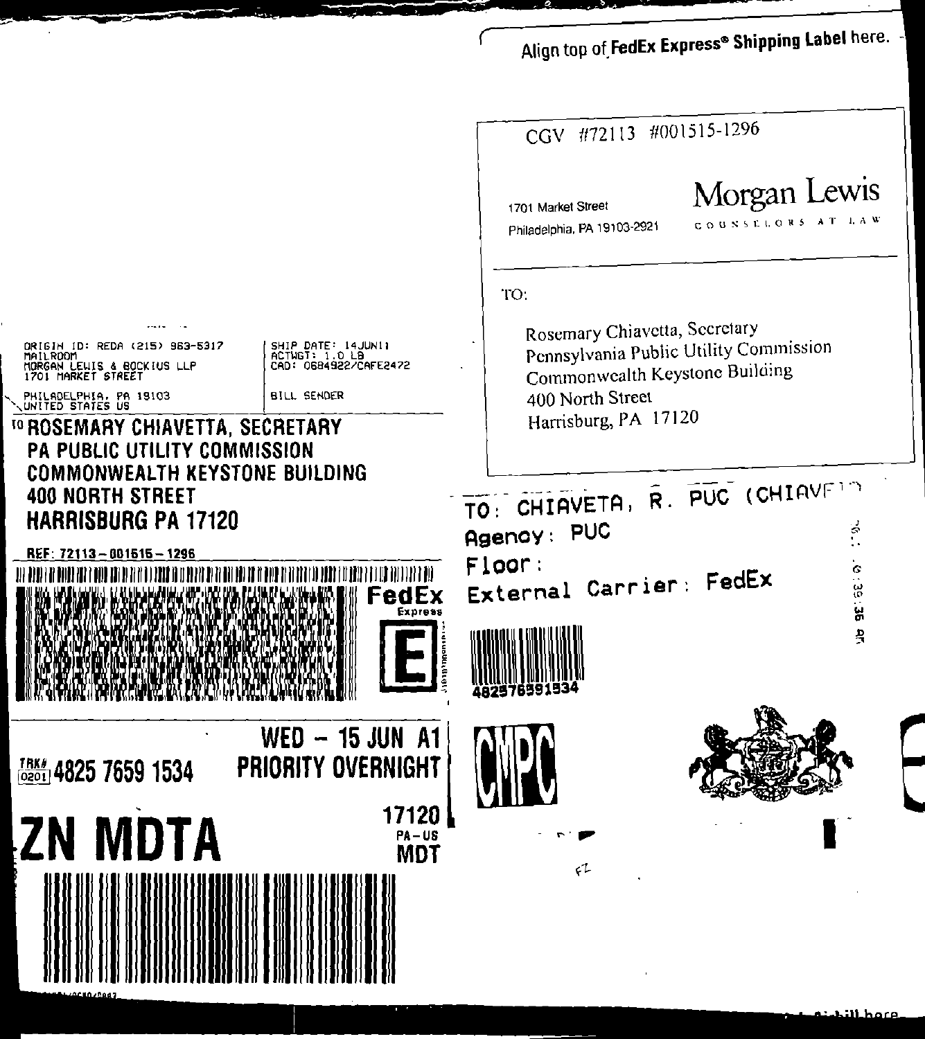Align top of FedEx Express® Shipping Label here.

CGV #72113 #001515-1296

1701 Market Street
Philadelphia, PA 19103-2921

Morgan Lewis
COUNSELORS AT LAW

TO:

Rosemary Chiavetta, Secretary
Pennsylvania Public Utility Commission
Commonwealth Keystone Building
400 North Street
Harrisburg, PA 17120

ORIGIN ID: REDA (215) 963-5317
MAILROOM
MORGAN LEWIS & BOCKIUS LLP
1701 MARKET STREET

PHILADELPHIA, PA 19103
UNITED STATES US

SHIP DATE: 14JUN11
ACTWGT: 1.0 LB
CAD: 0684922/CAFE2472

BILL SENDER

TO ROSEMARY CHIAVETTA, SECRETARY
PA PUBLIC UTILITY COMMISSION
COMMONWEALTH KEYSTONE BUILDING
400 NORTH STREET
HARRISBURG PA 17120

REF: 72113-001515-1296

FedEx
Express
E

WED - 15 JUN A1
PRIORITY OVERNIGHT

TRK# 0201 4825 7659 1534

ZN MDTA

17120
PA-US
MDT

TO: CHIAVETA, R. PUC (CHIAVE
Agency: PUC
Floor:
External Carrier: FedEx

482576591534

CMPC